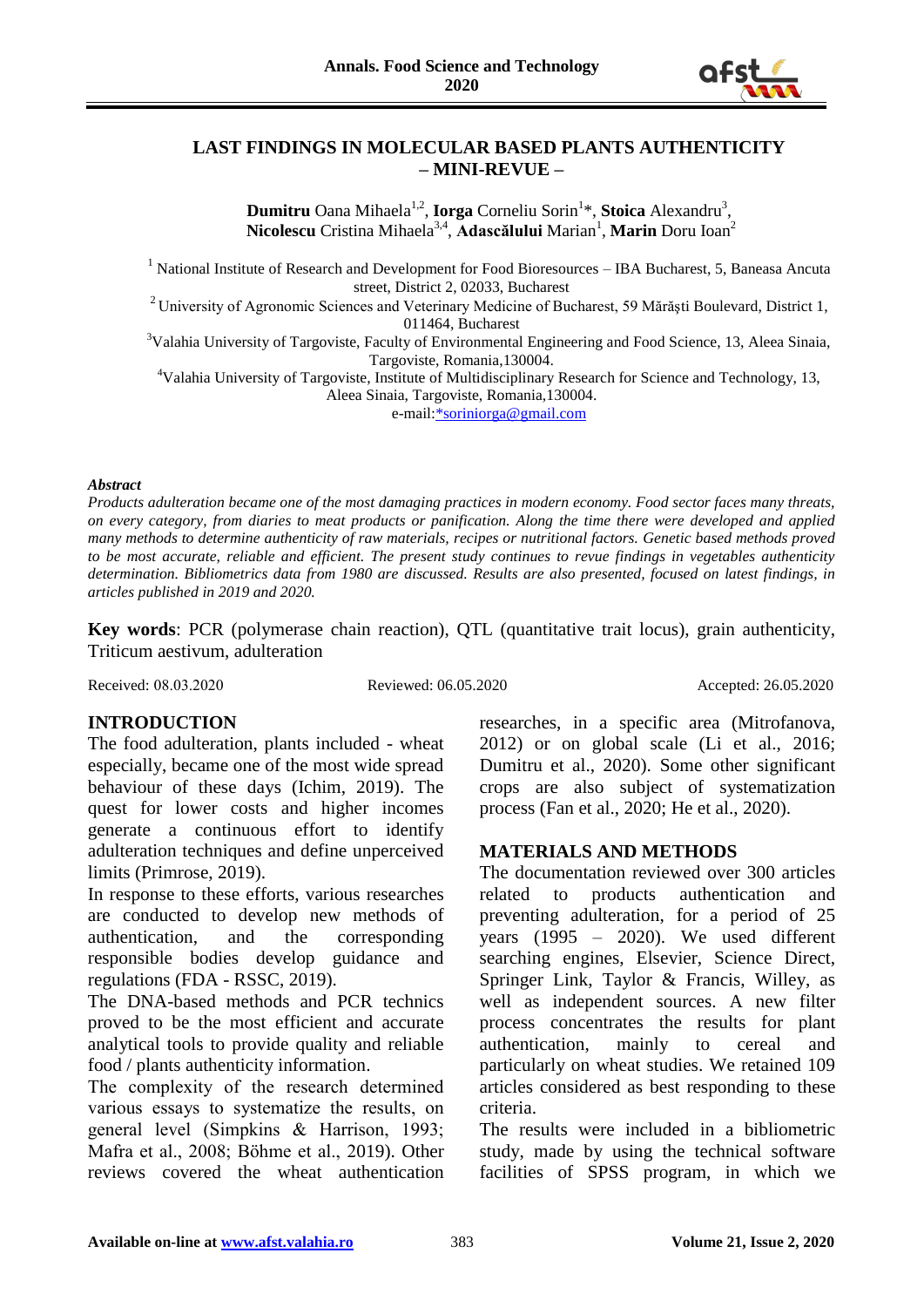# LAST FINDINGS IN MOLECULAR BASED PLANTS AUTHENTICITY – MINI-REVUE –

**Dumitru** Oana Mihaela[1,2], **Iorga** Corneliu Sorin[1]*, **Stoica** Alexandru[3], **Nicolescu** Cristina Mihaela[3,4], **Adascălului** Marian[1], **Marin** Doru Ioan[2]

[1] National Institute of Research and Development for Food Bioresources – IBA Bucharest, 5, Baneasa Ancuta street, District 2, 02033, Bucharest

[2] University of Agronomic Sciences and Veterinary Medicine of Bucharest, 59 Mărăşti Boulevard, District 1, 011464, Bucharest

[3] Valahia University of Targoviste, Faculty of Environmental Engineering and Food Science, 13, Aleea Sinaia, Targoviste, Romania,130004.

[4] Valahia University of Targoviste, Institute of Multidisciplinary Research for Science and Technology, 13, Aleea Sinaia, Targoviste, Romania,130004.

e-mail:*soriniorga@gmail.com

***Abstract***

*Products adulteration became one of the most damaging practices in modern economy. Food sector faces many threats, on every category, from diaries to meat products or panification. Along the time there were developed and applied many methods to determine authenticity of raw materials, recipes or nutritional factors. Genetic based methods proved to be most accurate, reliable and efficient. The present study continues to revue findings in vegetables authenticity determination. Bibliometrics data from 1980 are discussed. Results are also presented, focused on latest findings, in articles published in 2019 and 2020.*

**Key words**: PCR (polymerase chain reaction), QTL (quantitative trait locus), grain authenticity, Triticum aestivum, adulteration

Received: 08.03.2020 Reviewed: 06.05.2020 Accepted: 26.05.2020

## INTRODUCTION

The food adulteration, plants included - wheat especially, became one of the most wide spread behaviour of these days (Ichim, 2019). The quest for lower costs and higher incomes generate a continuous effort to identify adulteration techniques and define unperceived limits (Primrose, 2019).

In response to these efforts, various researches are conducted to develop new methods of authentication, and the corresponding responsible bodies develop guidance and regulations (FDA - RSSC, 2019).

The DNA-based methods and PCR technics proved to be the most efficient and accurate analytical tools to provide quality and reliable food / plants authenticity information.

The complexity of the research determined various essays to systematize the results, on general level (Simpkins & Harrison, 1993; Mafra et al., 2008; Böhme et al., 2019). Other reviews covered the wheat authentication researches, in a specific area (Mitrofanova, 2012) or on global scale (Li et al., 2016; Dumitru et al., 2020). Some other significant crops are also subject of systematization process (Fan et al., 2020; He et al., 2020).

## MATERIALS AND METHODS

The documentation reviewed over 300 articles related to products authentication and preventing adulteration, for a period of 25 years (1995 – 2020). We used different searching engines, Elsevier, Science Direct, Springer Link, Taylor & Francis, Willey, as well as independent sources. A new filter process concentrates the results for plant authentication, mainly to cereal and particularly on wheat studies. We retained 109 articles considered as best responding to these criteria.

The results were included in a bibliometric study, made by using the technical software facilities of SPSS program, in which we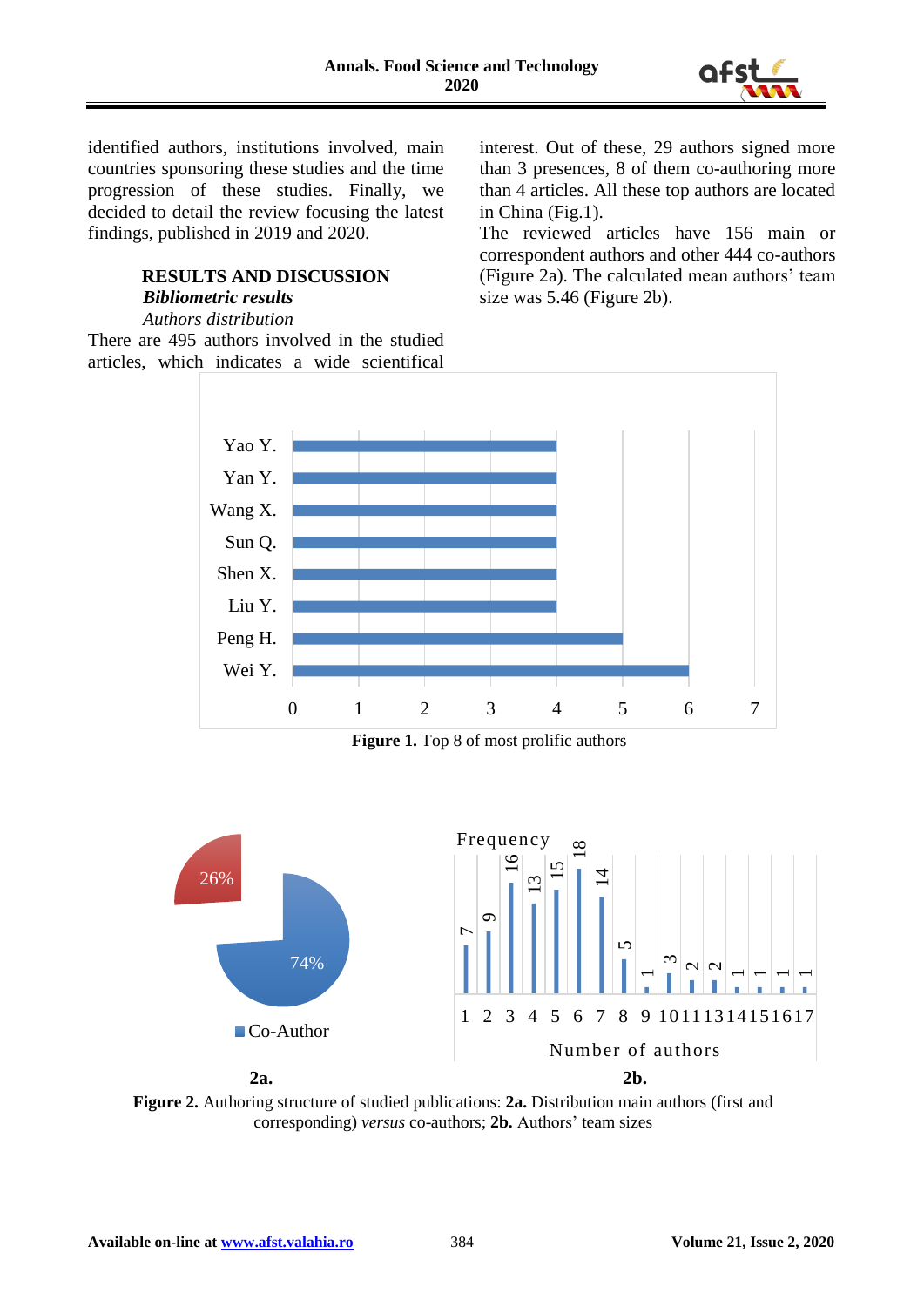identified authors, institutions involved, main countries sponsoring these studies and the time progression of these studies. Finally, we decided to detail the review focusing the latest findings, published in 2019 and 2020.

## RESULTS AND DISCUSSION

### *Bibliometric results*

*Authors distribution*

There are 495 authors involved in the studied articles, which indicates a wide scientifical interest. Out of these, 29 authors signed more than 3 presences, 8 of them co-authoring more than 4 articles. All these top authors are located in China (Fig.1).

The reviewed articles have 156 main or correspondent authors and other 444 co-authors (Figure 2a). The calculated mean authors' team size was 5.46 (Figure 2b).

**Figure 1.** Top 8 of most prolific authors

**2a.** **2b.**

**Figure 2.** Authoring structure of studied publications: **2a.** Distribution main authors (first and corresponding) *versus* co-authors; **2b.** Authors' team sizes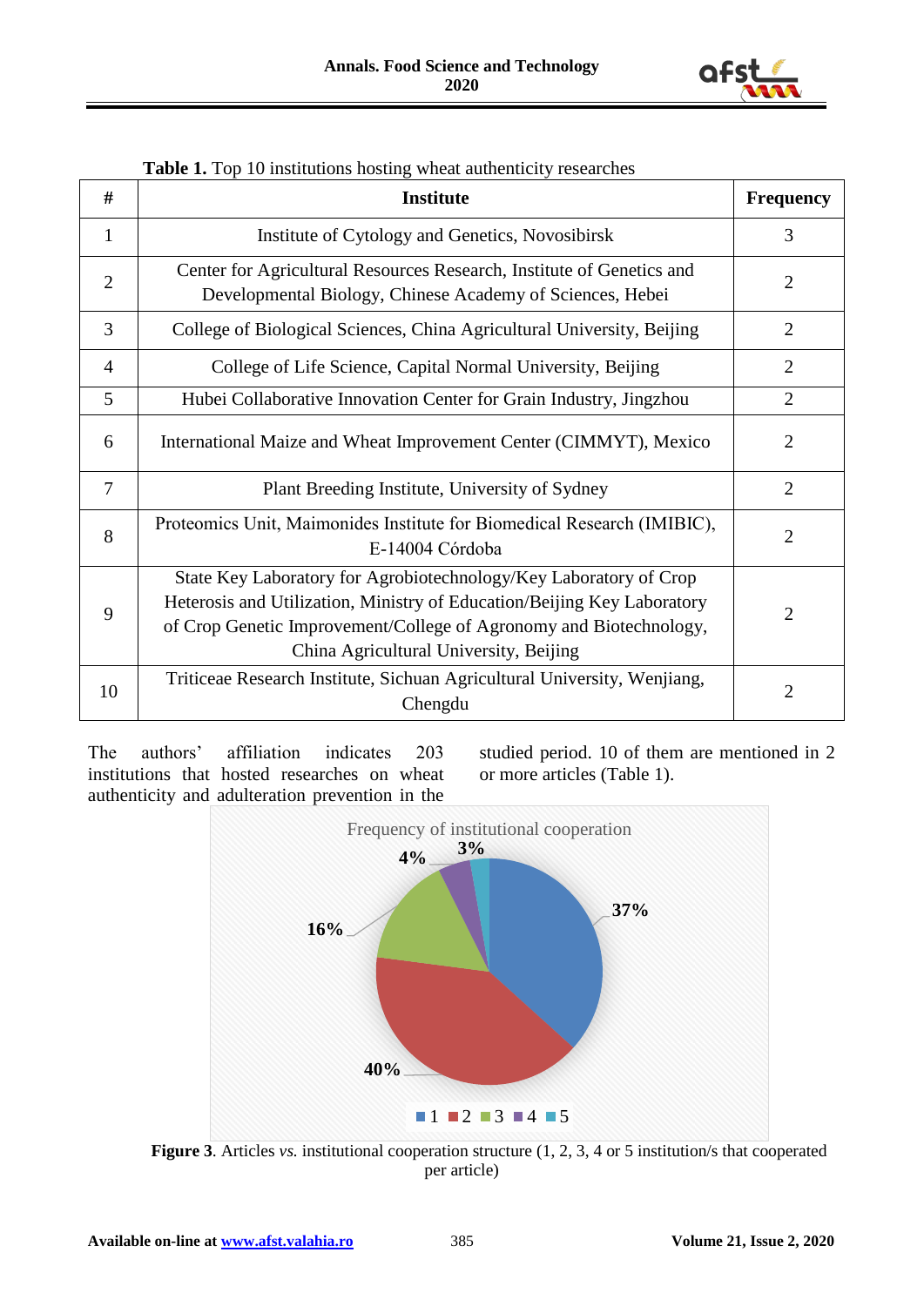**Table 1.** Top 10 institutions hosting wheat authenticity researches

| # | Institute | Frequency |
|---|---|---|
| 1 | Institute of Cytology and Genetics, Novosibirsk | 3 |
| 2 | Center for Agricultural Resources Research, Institute of Genetics and Developmental Biology, Chinese Academy of Sciences, Hebei | 2 |
| 3 | College of Biological Sciences, China Agricultural University, Beijing | 2 |
| 4 | College of Life Science, Capital Normal University, Beijing | 2 |
| 5 | Hubei Collaborative Innovation Center for Grain Industry, Jingzhou | 2 |
| 6 | International Maize and Wheat Improvement Center (CIMMYT), Mexico | 2 |
| 7 | Plant Breeding Institute, University of Sydney | 2 |
| 8 | Proteomics Unit, Maimonides Institute for Biomedical Research (IMIBIC), E-14004 Córdoba | 2 |
| 9 | State Key Laboratory for Agrobiotechnology/Key Laboratory of Crop Heterosis and Utilization, Ministry of Education/Beijing Key Laboratory of Crop Genetic Improvement/College of Agronomy and Biotechnology, China Agricultural University, Beijing | 2 |
| 10 | Triticeae Research Institute, Sichuan Agricultural University, Wenjiang, Chengdu | 2 |

The authors' affiliation indicates 203 institutions that hosted researches on wheat authenticity and adulteration prevention in the studied period. 10 of them are mentioned in 2 or more articles (Table 1).

**Figure 3**. Articles *vs.* institutional cooperation structure (1, 2, 3, 4 or 5 institution/s that cooperated per article)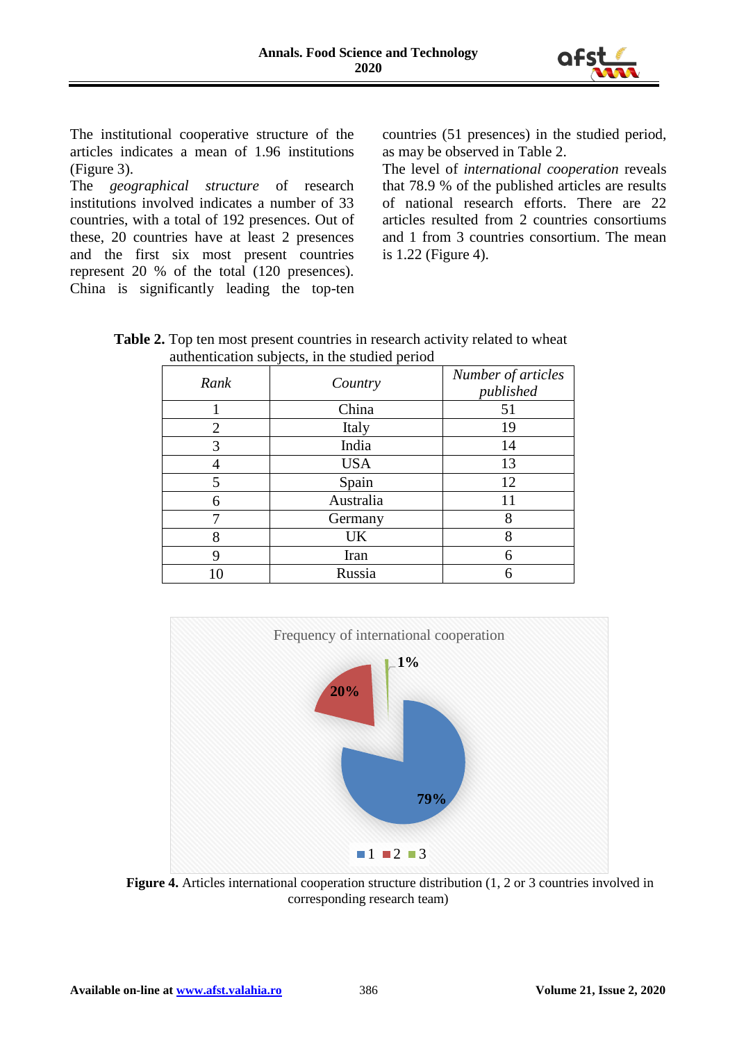The institutional cooperative structure of the articles indicates a mean of 1.96 institutions (Figure 3).

The *geographical structure* of research institutions involved indicates a number of 33 countries, with a total of 192 presences. Out of these, 20 countries have at least 2 presences and the first six most present countries represent 20 % of the total (120 presences). China is significantly leading the top-ten countries (51 presences) in the studied period, as may be observed in Table 2.

The level of *international cooperation* reveals that 78.9 % of the published articles are results of national research efforts. There are 22 articles resulted from 2 countries consortiums and 1 from 3 countries consortium. The mean is 1.22 (Figure 4).

**Table 2.** Top ten most present countries in research activity related to wheat authentication subjects, in the studied period

| *Rank* | *Country* | *Number of articles published* |
|---|---|---|
| 1 | China | 51 |
| 2 | Italy | 19 |
| 3 | India | 14 |
| 4 | USA | 13 |
| 5 | Spain | 12 |
| 6 | Australia | 11 |
| 7 | Germany | 8 |
| 8 | UK | 8 |
| 9 | Iran | 6 |
| 10 | Russia | 6 |

**Figure 4.** Articles international cooperation structure distribution (1, 2 or 3 countries involved in corresponding research team)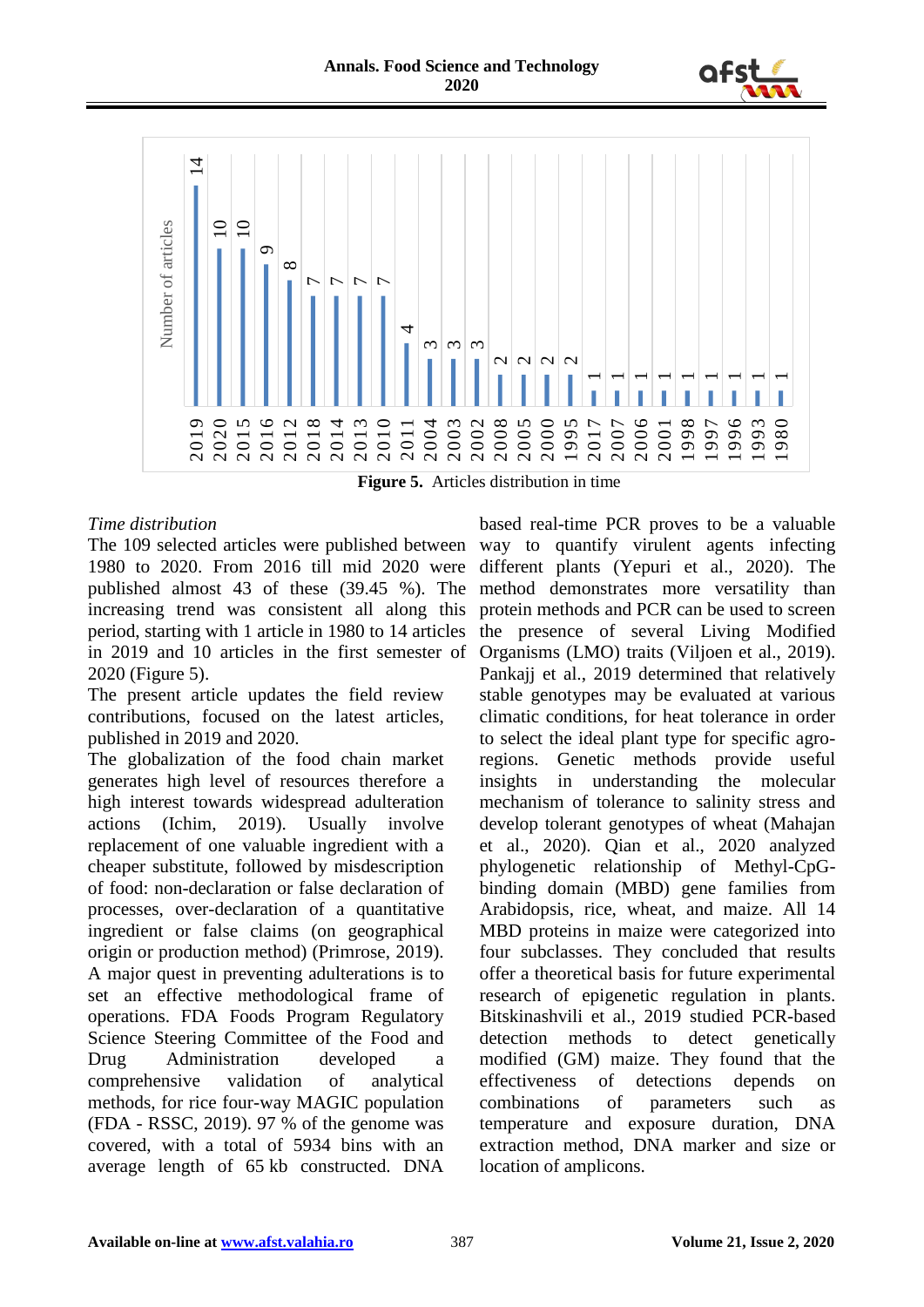Figure 5. Articles distribution in time

*Time distribution*

The 109 selected articles were published between 1980 to 2020. From 2016 till mid 2020 were published almost 43 of these (39.45 %). The increasing trend was consistent all along this period, starting with 1 article in 1980 to 14 articles in 2019 and 10 articles in the first semester of 2020 (Figure 5).

The present article updates the field review contributions, focused on the latest articles, published in 2019 and 2020.

The globalization of the food chain market generates high level of resources therefore a high interest towards widespread adulteration actions (Ichim, 2019). Usually involve replacement of one valuable ingredient with a cheaper substitute, followed by misdescription of food: non-declaration or false declaration of processes, over-declaration of a quantitative ingredient or false claims (on geographical origin or production method) (Primrose, 2019).

A major quest in preventing adulterations is to set an effective methodological frame of operations. FDA Foods Program Regulatory Science Steering Committee of the Food and Drug Administration developed a comprehensive validation of analytical methods, for rice four-way MAGIC population (FDA - RSSC, 2019). 97 % of the genome was covered, with a total of 5934 bins with an average length of 65 kb constructed. DNA based real-time PCR proves to be a valuable way to quantify virulent agents infecting different plants (Yepuri et al., 2020). The method demonstrates more versatility than protein methods and PCR can be used to screen the presence of several Living Modified Organisms (LMO) traits (Viljoen et al., 2019). Pankajj et al., 2019 determined that relatively stable genotypes may be evaluated at various climatic conditions, for heat tolerance in order to select the ideal plant type for specific agro-regions. Genetic methods provide useful insights in understanding the molecular mechanism of tolerance to salinity stress and develop tolerant genotypes of wheat (Mahajan et al., 2020). Qian et al., 2020 analyzed phylogenetic relationship of Methyl-CpG-binding domain (MBD) gene families from Arabidopsis, rice, wheat, and maize. All 14 MBD proteins in maize were categorized into four subclasses. They concluded that results offer a theoretical basis for future experimental research of epigenetic regulation in plants. Bitskinashvili et al., 2019 studied PCR-based detection methods to detect genetically modified (GM) maize. They found that the effectiveness of detections depends on combinations of parameters such as temperature and exposure duration, DNA extraction method, DNA marker and size or location of amplicons.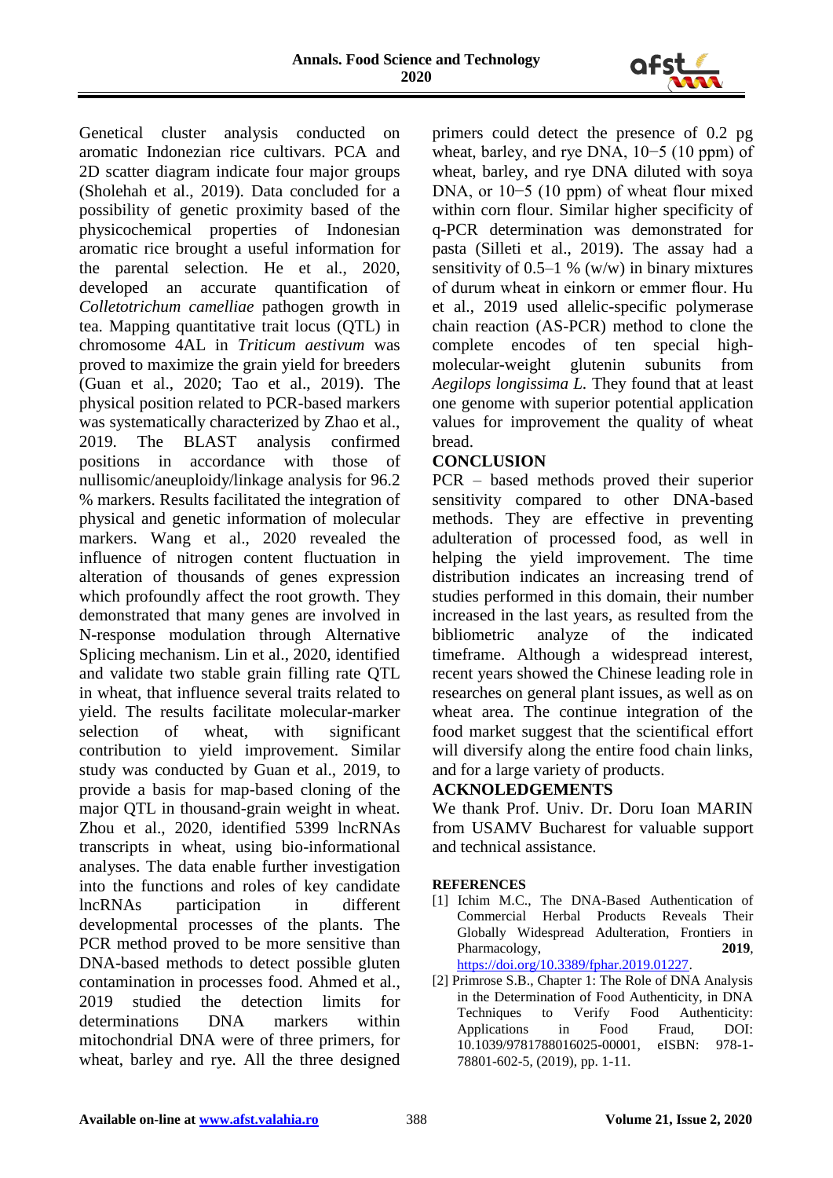Genetical cluster analysis conducted on aromatic Indonezian rice cultivars. PCA and 2D scatter diagram indicate four major groups (Sholehah et al., 2019). Data concluded for a possibility of genetic proximity based of the physicochemical properties of Indonesian aromatic rice brought a useful information for the parental selection. He et al., 2020, developed an accurate quantification of *Colletotrichum camelliae* pathogen growth in tea. Mapping quantitative trait locus (QTL) in chromosome 4AL in *Triticum aestivum* was proved to maximize the grain yield for breeders (Guan et al., 2020; Tao et al., 2019). The physical position related to PCR-based markers was systematically characterized by Zhao et al., 2019. The BLAST analysis confirmed positions in accordance with those of nullisomic/aneuploidy/linkage analysis for 96.2 % markers. Results facilitated the integration of physical and genetic information of molecular markers. Wang et al., 2020 revealed the influence of nitrogen content fluctuation in alteration of thousands of genes expression which profoundly affect the root growth. They demonstrated that many genes are involved in N-response modulation through Alternative Splicing mechanism. Lin et al., 2020, identified and validate two stable grain filling rate QTL in wheat, that influence several traits related to yield. The results facilitate molecular-marker selection of wheat, with significant contribution to yield improvement. Similar study was conducted by Guan et al., 2019, to provide a basis for map-based cloning of the major QTL in thousand-grain weight in wheat. Zhou et al., 2020, identified 5399 lncRNAs transcripts in wheat, using bio-informational analyses. The data enable further investigation into the functions and roles of key candidate lncRNAs participation in different developmental processes of the plants. The PCR method proved to be more sensitive than DNA-based methods to detect possible gluten contamination in processes food. Ahmed et al., 2019 studied the detection limits for determinations DNA markers within mitochondrial DNA were of three primers, for wheat, barley and rye. All the three designed primers could detect the presence of 0.2 pg wheat, barley, and rye DNA, $10^{-5}$ (10 ppm) of wheat, barley, and rye DNA diluted with soya DNA, or $10^{-5}$ (10 ppm) of wheat flour mixed within corn flour. Similar higher specificity of q-PCR determination was demonstrated for pasta (Silleti et al., 2019). The assay had a sensitivity of 0.5–1 % (w/w) in binary mixtures of durum wheat in einkorn or emmer flour. Hu et al., 2019 used allelic-specific polymerase chain reaction (AS-PCR) method to clone the complete encodes of ten special high-molecular-weight glutenin subunits from *Aegilops longissima L.* They found that at least one genome with superior potential application values for improvement the quality of wheat bread.

## CONCLUSION

PCR – based methods proved their superior sensitivity compared to other DNA-based methods. They are effective in preventing adulteration of processed food, as well in helping the yield improvement. The time distribution indicates an increasing trend of studies performed in this domain, their number increased in the last years, as resulted from the bibliometric analyze of the indicated timeframe. Although a widespread interest, recent years showed the Chinese leading role in researches on general plant issues, as well as on wheat area. The continue integration of the food market suggest that the scientifical effort will diversify along the entire food chain links, and for a large variety of products.

## ACKNOLEDGEMENTS

We thank Prof. Univ. Dr. Doru Ioan MARIN from USAMV Bucharest for valuable support and technical assistance.

## REFERENCES

[1] Ichim M.C., The DNA-Based Authentication of Commercial Herbal Products Reveals Their Globally Widespread Adulteration, Frontiers in Pharmacology, **2019**, https://doi.org/10.3389/fphar.2019.01227.

[2] Primrose S.B., Chapter 1: The Role of DNA Analysis in the Determination of Food Authenticity, in DNA Techniques to Verify Food Authenticity: Applications in Food Fraud, DOI: 10.1039/9781788016025-00001, eISBN: 978-1-78801-602-5, (2019), pp. 1-11.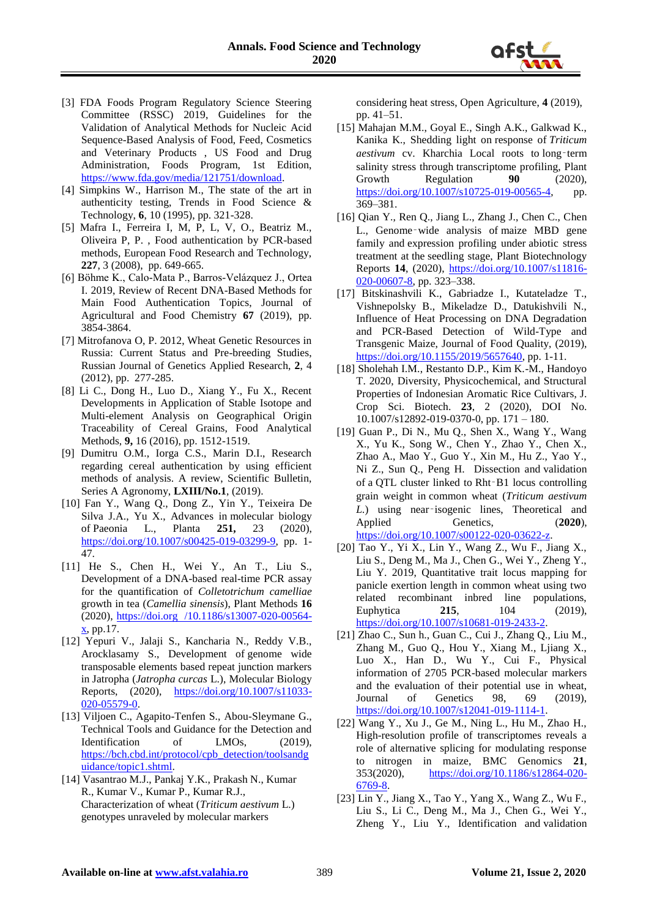[3] FDA Foods Program Regulatory Science Steering Committee (RSSC) 2019, Guidelines for the Validation of Analytical Methods for Nucleic Acid Sequence-Based Analysis of Food, Feed, Cosmetics and Veterinary Products , US Food and Drug Administration, Foods Program, 1st Edition, https://www.fda.gov/media/121751/download.

[4] Simpkins W., Harrison M., The state of the art in authenticity testing, Trends in Food Science & Technology, **6**, 10 (1995), pp. 321-328.

[5] Mafra I., Ferreira I, M, P, L, V, O., Beatriz M., Oliveira P, P. , Food authentication by PCR-based methods, European Food Research and Technology, **227**, 3 (2008), pp. 649-665.

[6] Böhme K., Calo-Mata P., Barros-Velázquez J., Ortea I. 2019, Review of Recent DNA-Based Methods for Main Food Authentication Topics, Journal of Agricultural and Food Chemistry **67** (2019), pp. 3854-3864.

[7] Mitrofanova O, P. 2012, Wheat Genetic Resources in Russia: Current Status and Pre-breeding Studies, Russian Journal of Genetics Applied Research, **2**, 4 (2012), pp. 277-285.

[8] Li C., Dong H., Luo D., Xiang Y., Fu X., Recent Developments in Application of Stable Isotope and Multi-element Analysis on Geographical Origin Traceability of Cereal Grains, Food Analytical Methods, **9,** 16 (2016), pp. 1512-1519.

[9] Dumitru O.M., Iorga C.S., Marin D.I., Research regarding cereal authentication by using efficient methods of analysis. A review, Scientific Bulletin, Series A Agronomy, **LXIII/No.1**, (2019).

[10] Fan Y., Wang Q., Dong Z., Yin Y., Teixeira De Silva J.A., Yu X., Advances in molecular biology of Paeonia L., Planta **251,** 23 (2020), https://doi.org/10.1007/s00425-019-03299-9, pp. 1-47.

[11] He S., Chen H., Wei Y., An T., Liu S., Development of a DNA-based real-time PCR assay for the quantification of *Colletotrichum camelliae* growth in tea (*Camellia sinensis*), Plant Methods **16** (2020), https://doi.org /10.1186/s13007-020-00564-x, pp.17.

[12] Yepuri V., Jalaji S., Kancharia N., Reddy V.B., Arocklasamy S., Development of genome wide transposable elements based repeat junction markers in Jatropha (*Jatropha curcas* L.), Molecular Biology Reports, (2020), https://doi.org/10.1007/s11033-020-05579-0.

[13] Viljoen C., Agapito-Tenfen S., Abou-Sleymane G., Technical Tools and Guidance for the Detection and Identification of LMOs, (2019), https://bch.cbd.int/protocol/cpb_detection/toolsandguidance/topic1.shtml.

[14] Vasantrao M.J., Pankaj Y.K., Prakash N., Kumar R., Kumar V., Kumar P., Kumar R.J., Characterization of wheat (*Triticum aestivum* L.) genotypes unraveled by molecular markers considering heat stress, Open Agriculture, **4** (2019), pp. 41–51.

[15] Mahajan M.M., Goyal E., Singh A.K., Galkwad K., Kanika K., Shedding light on response of *Triticum aestivum* cv. Kharchia Local roots to long‑term salinity stress through transcriptome profiling, Plant Growth Regulation **90** (2020), https://doi.org/10.1007/s10725-019-00565-4, pp. 369–381.

[16] Qian Y., Ren Q., Jiang L., Zhang J., Chen C., Chen L., Genome‑wide analysis of maize MBD gene family and expression profiling under abiotic stress treatment at the seedling stage, Plant Biotechnology Reports **14**, (2020), https://doi.org/10.1007/s11816-020-00607-8, pp. 323–338.

[17] Bitskinashvili K., Gabriadze I., Kutateladze T., Vishnepolsky B., Mikeladze D., Datukishvili N., Influence of Heat Processing on DNA Degradation and PCR-Based Detection of Wild-Type and Transgenic Maize, Journal of Food Quality, (2019), https://doi.org/10.1155/2019/5657640, pp. 1-11.

[18] Sholehah I.M., Restanto D.P., Kim K.-M., Handoyo T. 2020, Diversity, Physicochemical, and Structural Properties of Indonesian Aromatic Rice Cultivars, J. Crop Sci. Biotech. **23**, 2 (2020), DOI No. 10.1007/s12892-019-0370-0, pp. 171 – 180.

[19] Guan P., Di N., Mu Q., Shen X., Wang Y., Wang X., Yu K., Song W., Chen Y., Zhao Y., Chen X., Zhao A., Mao Y., Guo Y., Xin M., Hu Z., Yao Y., Ni Z., Sun Q., Peng H. Dissection and validation of a QTL cluster linked to Rht‑B1 locus controlling grain weight in common wheat (*Triticum aestivum L.*) using near‑isogenic lines, Theoretical and Applied Genetics, (**2020**), https://doi.org/10.1007/s00122-020-03622-z.

[20] Tao Y., Yi X., Lin Y., Wang Z., Wu F., Jiang X., Liu S., Deng M., Ma J., Chen G., Wei Y., Zheng Y., Liu Y. 2019, Quantitative trait locus mapping for panicle exertion length in common wheat using two related recombinant inbred line populations, Euphytica **215**, 104 (2019), https://doi.org/10.1007/s10681-019-2433-2.

[21] Zhao C., Sun h., Guan C., Cui J., Zhang Q., Liu M., Zhang M., Guo Q., Hou Y., Xiang M., Ljiang X., Luo X., Han D., Wu Y., Cui F., Physical information of 2705 PCR-based molecular markers and the evaluation of their potential use in wheat, Journal of Genetics 98, 69 (2019), https://doi.org/10.1007/s12041-019-1114-1.

[22] Wang Y., Xu J., Ge M., Ning L., Hu M., Zhao H., High-resolution profile of transcriptomes reveals a role of alternative splicing for modulating response to nitrogen in maize, BMC Genomics **21**, 353(2020), https://doi.org/10.1186/s12864-020-6769-8.

[23] Lin Y., Jiang X., Tao Y., Yang X., Wang Z., Wu F., Liu S., Li C., Deng M., Ma J., Chen G., Wei Y., Zheng Y., Liu Y., Identification and validation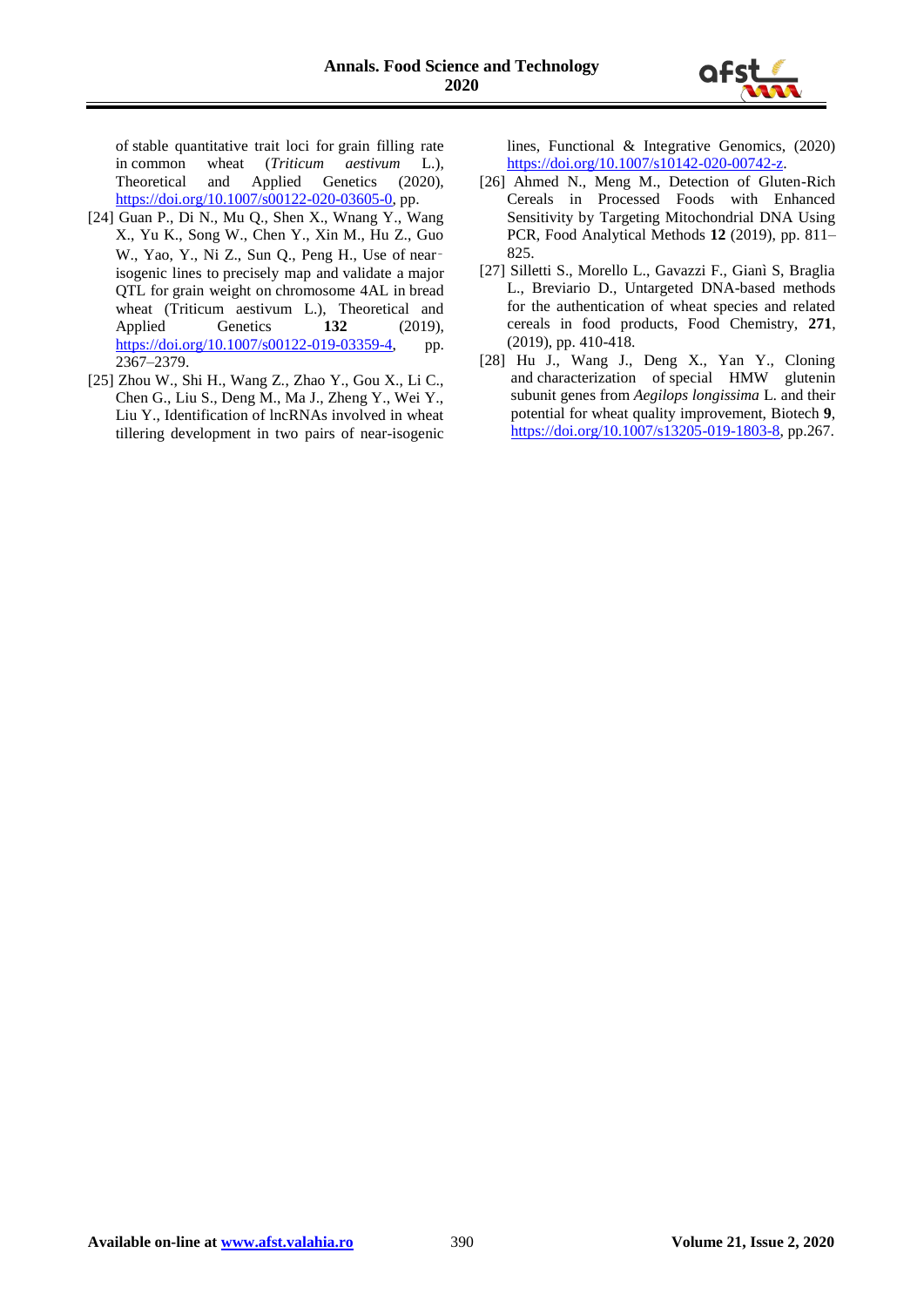of stable quantitative trait loci for grain filling rate in common wheat (*Triticum aestivum* L.), Theoretical and Applied Genetics (2020), https://doi.org/10.1007/s00122-020-03605-0, pp.

[24] Guan P., Di N., Mu Q., Shen X., Wnang Y., Wang X., Yu K., Song W., Chen Y., Xin M., Hu Z., Guo W., Yao, Y., Ni Z., Sun Q., Peng H., Use of near‑isogenic lines to precisely map and validate a major QTL for grain weight on chromosome 4AL in bread wheat (Triticum aestivum L.), Theoretical and Applied Genetics **132** (2019), https://doi.org/10.1007/s00122-019-03359-4, pp. 2367–2379.

[25] Zhou W., Shi H., Wang Z., Zhao Y., Gou X., Li C., Chen G., Liu S., Deng M., Ma J., Zheng Y., Wei Y., Liu Y., Identification of lncRNAs involved in wheat tillering development in two pairs of near-isogenic lines, Functional & Integrative Genomics, (2020) https://doi.org/10.1007/s10142-020-00742-z.

[26] Ahmed N., Meng M., Detection of Gluten-Rich Cereals in Processed Foods with Enhanced Sensitivity by Targeting Mitochondrial DNA Using PCR, Food Analytical Methods **12** (2019), pp. 811–825.

[27] Silletti S., Morello L., Gavazzi F., Gianì S, Braglia L., Breviario D., Untargeted DNA-based methods for the authentication of wheat species and related cereals in food products, Food Chemistry, **271**, (2019), pp. 410-418.

[28] Hu J., Wang J., Deng X., Yan Y., Cloning and characterization of special HMW glutenin subunit genes from *Aegilops longissima* L. and their potential for wheat quality improvement, Biotech **9**, https://doi.org/10.1007/s13205-019-1803-8, pp.267.